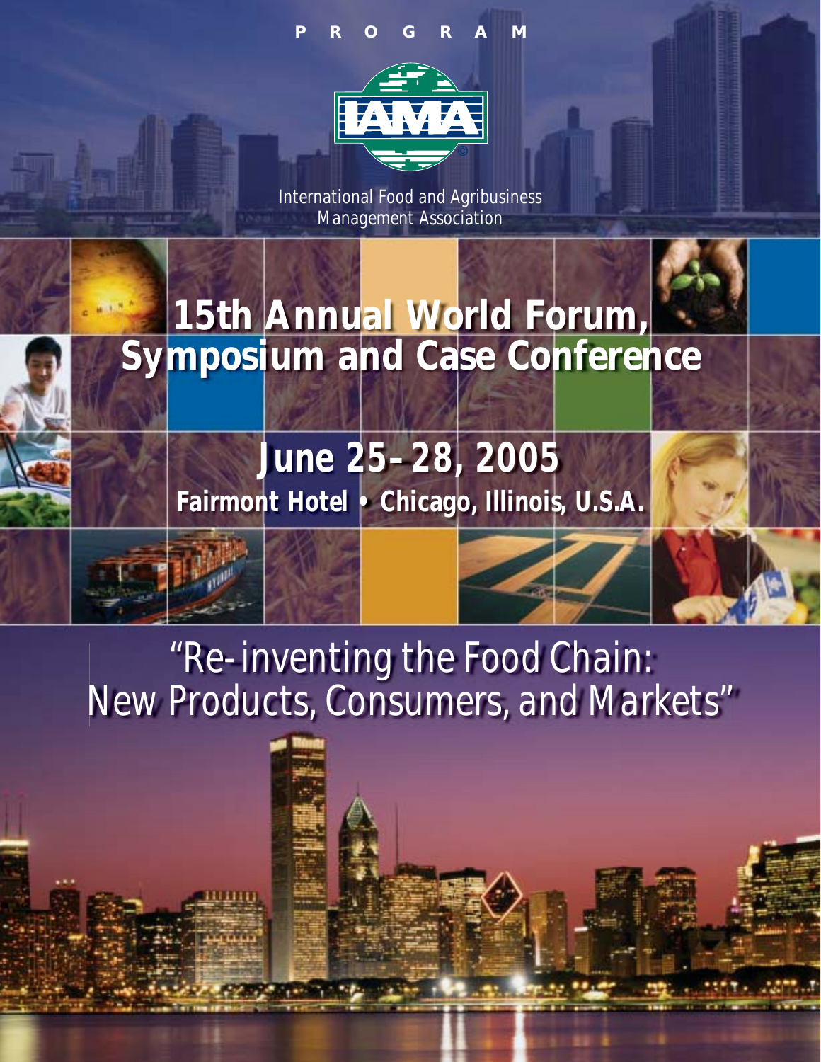PROGRAM

IAMA

International Food and Agribusiness Management Association

# 15th Annual World Forum, Symposium and Case Conference

## June 25–28, 2005

**Fairmont Hotel • Chicago, Illinois, U.S.A.**

## "Re-inventing the Food Chain: New Products, Consumers, and Markets"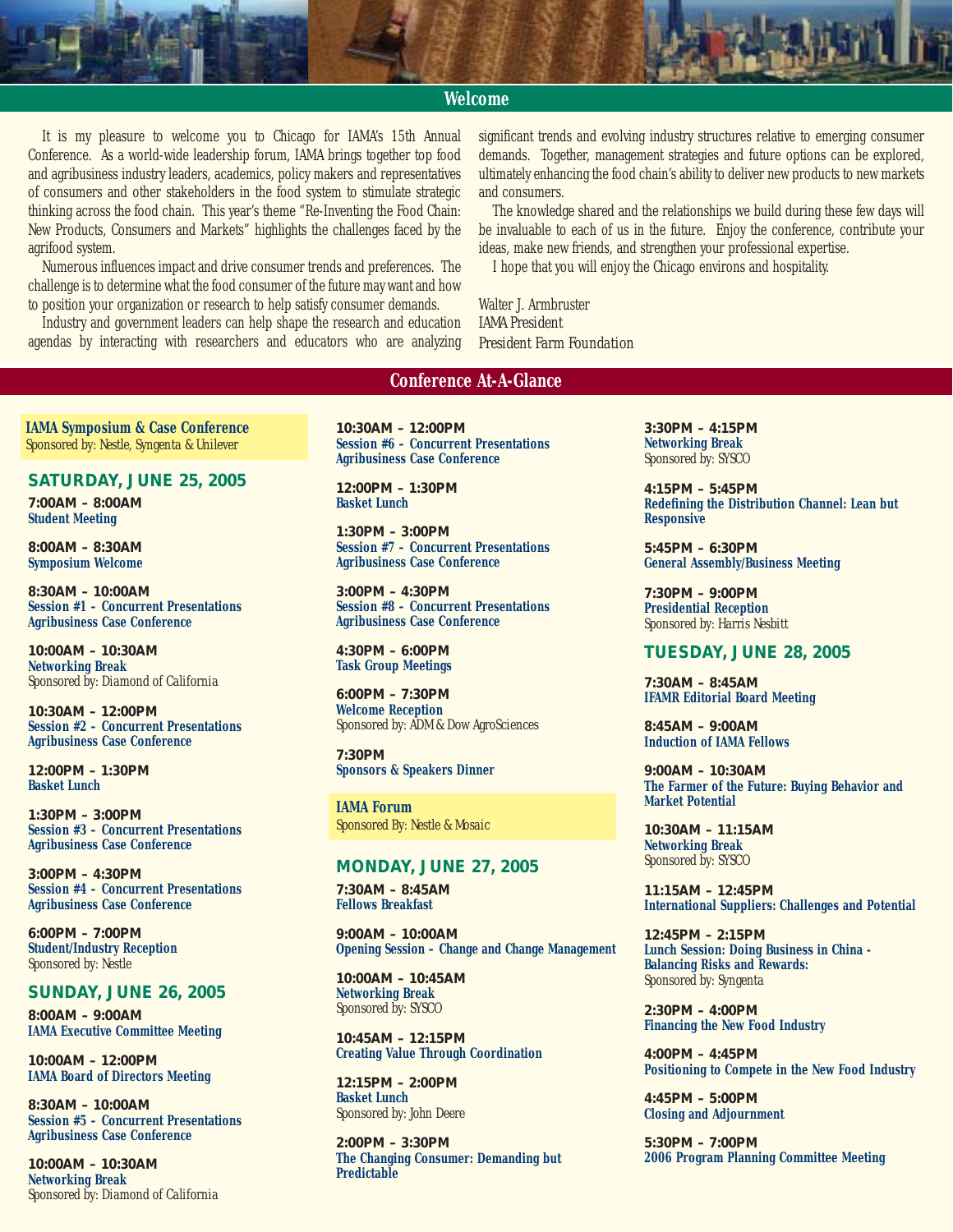## Welcome

It is my pleasure to welcome you to Chicago for IAMA's 15th Annual Conference. As a world-wide leadership forum, IAMA brings together top food and agribusiness industry leaders, academics, policy makers and representatives of consumers and other stakeholders in the food system to stimulate strategic thinking across the food chain. This year's theme "Re-Inventing the Food Chain: New Products, Consumers and Markets" highlights the challenges faced by the agrifood system.

Numerous influences impact and drive consumer trends and preferences. The challenge is to determine what the food consumer of the future may want and how to position your organization or research to help satisfy consumer demands.

Industry and government leaders can help shape the research and education agendas by interacting with researchers and educators who are analyzing significant trends and evolving industry structures relative to emerging consumer demands. Together, management strategies and future options can be explored, ultimately enhancing the food chain's ability to deliver new products to new markets and consumers.

The knowledge shared and the relationships we build during these few days will be invaluable to each of us in the future. Enjoy the conference, contribute your ideas, make new friends, and strengthen your professional expertise.

I hope that you will enjoy the Chicago environs and hospitality.

Walter J. Armbruster
IAMA President
President Farm Foundation

## Conference At-A-Glance

**IAMA Symposium & Case Conference**
Sponsored by: Nestle, Syngenta & Unilever

### SATURDAY, JUNE 25, 2005

**7:00AM – 8:00AM**
**Student Meeting**

**8:00AM – 8:30AM**
**Symposium Welcome**

**8:30AM – 10:00AM**
**Session #1 – Concurrent Presentations Agribusiness Case Conference**

**10:00AM – 10:30AM**
**Networking Break**
Sponsored by: Diamond of California

**10:30AM – 12:00PM**
**Session #2 – Concurrent Presentations Agribusiness Case Conference**

**12:00PM – 1:30PM**
**Basket Lunch**

**1:30PM – 3:00PM**
**Session #3 – Concurrent Presentations Agribusiness Case Conference**

**3:00PM – 4:30PM**
**Session #4 – Concurrent Presentations Agribusiness Case Conference**

**6:00PM – 7:00PM**
**Student/Industry Reception**
Sponsored by: Nestle

### SUNDAY, JUNE 26, 2005

**8:00AM – 9:00AM**
**IAMA Executive Committee Meeting**

**10:00AM – 12:00PM**
**IAMA Board of Directors Meeting**

**8:30AM – 10:00AM**
**Session #5 – Concurrent Presentations Agribusiness Case Conference**

**10:00AM – 10:30AM**
**Networking Break**
Sponsored by: Diamond of California

**10:30AM – 12:00PM**
**Session #6 – Concurrent Presentations Agribusiness Case Conference**

**12:00PM – 1:30PM**
**Basket Lunch**

**1:30PM – 3:00PM**
**Session #7 – Concurrent Presentations Agribusiness Case Conference**

**3:00PM – 4:30PM**
**Session #8 – Concurrent Presentations Agribusiness Case Conference**

**4:30PM – 6:00PM**
**Task Group Meetings**

**6:00PM – 7:30PM**
**Welcome Reception**
Sponsored by: ADM & Dow AgroSciences

**7:30PM**
**Sponsors & Speakers Dinner**

**IAMA Forum**
Sponsored By: Nestle & Mosaic

### MONDAY, JUNE 27, 2005

**7:30AM – 8:45AM**
**Fellows Breakfast**

**9:00AM – 10:00AM**
**Opening Session – Change and Change Management**

**10:00AM – 10:45AM**
**Networking Break**
Sponsored by: SYSCO

**10:45AM – 12:15PM**
**Creating Value Through Coordination**

**12:15PM – 2:00PM**
**Basket Lunch**
Sponsored by: John Deere

**2:00PM – 3:30PM**
**The Changing Consumer: Demanding but Predictable**

**3:30PM – 4:15PM**
**Networking Break**
Sponsored by: SYSCO

**4:15PM – 5:45PM**
**Redefining the Distribution Channel: Lean but Responsive**

**5:45PM – 6:30PM**
**General Assembly/Business Meeting**

**7:30PM – 9:00PM**
**Presidential Reception**
Sponsored by: Harris Nesbitt

### TUESDAY, JUNE 28, 2005

**7:30AM – 8:45AM**
**IFAMR Editorial Board Meeting**

**8:45AM – 9:00AM**
**Induction of IAMA Fellows**

**9:00AM – 10:30AM**
**The Farmer of the Future: Buying Behavior and Market Potential**

**10:30AM – 11:15AM**
**Networking Break**
Sponsored by: SYSCO

**11:15AM – 12:45PM**
**International Suppliers: Challenges and Potential**

**12:45PM – 2:15PM**
**Lunch Session: Doing Business in China - Balancing Risks and Rewards:**
Sponsored by: Syngenta

**2:30PM – 4:00PM**
**Financing the New Food Industry**

**4:00PM – 4:45PM**
**Positioning to Compete in the New Food Industry**

**4:45PM – 5:00PM**
**Closing and Adjournment**

**5:30PM – 7:00PM**
**2006 Program Planning Committee Meeting**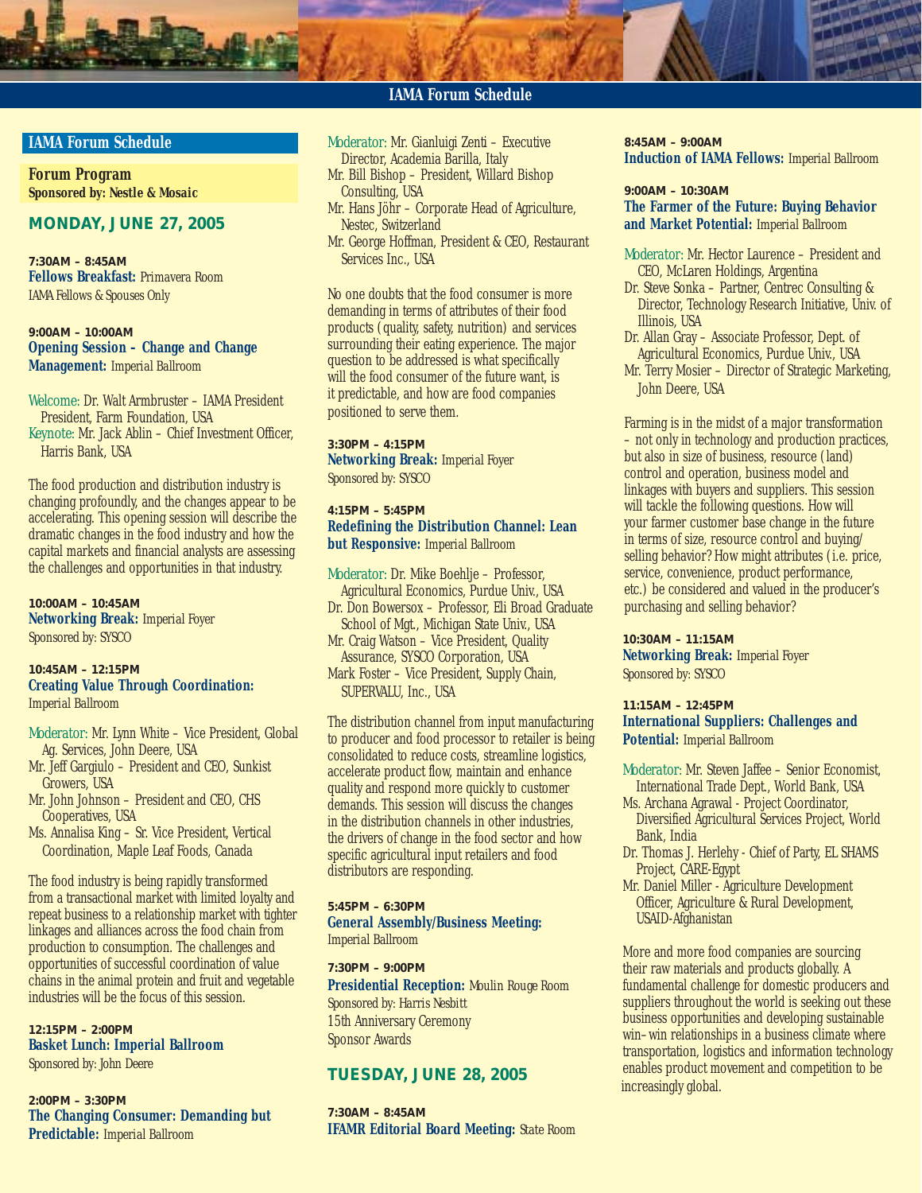## IAMA Forum Schedule

### Forum Program
**Sponsored by: Nestle & Mosaic**

## MONDAY, JUNE 27, 2005

**7:30AM – 8:45AM**
**Fellows Breakfast:** Primavera Room
IAMA Fellows & Spouses Only

**9:00AM – 10:00AM**
**Opening Session – Change and Change Management:** Imperial Ballroom

Welcome: Dr. Walt Armbruster – IAMA President President, Farm Foundation, USA
Keynote: Mr. Jack Ablin – Chief Investment Officer, Harris Bank, USA

The food production and distribution industry is changing profoundly, and the changes appear to be accelerating. This opening session will describe the dramatic changes in the food industry and how the capital markets and financial analysts are assessing the challenges and opportunities in that industry.

**10:00AM – 10:45AM**
**Networking Break:** Imperial Foyer
Sponsored by: SYSCO

**10:45AM – 12:15PM**
**Creating Value Through Coordination:** Imperial Ballroom

Moderator: Mr. Lynn White – Vice President, Global Ag. Services, John Deere, USA
Mr. Jeff Gargiulo – President and CEO, Sunkist Growers, USA
Mr. John Johnson – President and CEO, CHS Cooperatives, USA
Ms. Annalisa King – Sr. Vice President, Vertical Coordination, Maple Leaf Foods, Canada

The food industry is being rapidly transformed from a transactional market with limited loyalty and repeat business to a relationship market with tighter linkages and alliances across the food chain from production to consumption. The challenges and opportunities of successful coordination of value chains in the animal protein and fruit and vegetable industries will be the focus of this session.

**12:15PM – 2:00PM**
**Basket Lunch: Imperial Ballroom**
Sponsored by: John Deere

**2:00PM – 3:30PM**
**The Changing Consumer: Demanding but Predictable:** Imperial Ballroom

Moderator: Mr. Gianluigi Zenti – Executive Director, Academia Barilla, Italy
Mr. Bill Bishop – President, Willard Bishop Consulting, USA
Mr. Hans Jöhr – Corporate Head of Agriculture, Nestec, Switzerland
Mr. George Hoffman, President & CEO, Restaurant Services Inc., USA

No one doubts that the food consumer is more demanding in terms of attributes of their food products (quality, safety, nutrition) and services surrounding their eating experience. The major question to be addressed is what specifically will the food consumer of the future want, is it predictable, and how are food companies positioned to serve them.

**3:30PM – 4:15PM**
**Networking Break:** Imperial Foyer
Sponsored by: SYSCO

**4:15PM – 5:45PM**
**Redefining the Distribution Channel: Lean but Responsive:** Imperial Ballroom

Moderator: Dr. Mike Boehlje – Professor, Agricultural Economics, Purdue Univ., USA
Dr. Don Bowersox – Professor, Eli Broad Graduate School of Mgt., Michigan State Univ., USA
Mr. Craig Watson – Vice President, Quality Assurance, SYSCO Corporation, USA
Mark Foster – Vice President, Supply Chain, SUPERVALU, Inc., USA

The distribution channel from input manufacturing to producer and food processor to retailer is being consolidated to reduce costs, streamline logistics, accelerate product flow, maintain and enhance quality and respond more quickly to customer demands. This session will discuss the changes in the distribution channels in other industries, the drivers of change in the food sector and how specific agricultural input retailers and food distributors are responding.

**5:45PM – 6:30PM**
**General Assembly/Business Meeting:** Imperial Ballroom

**7:30PM – 9:00PM**
**Presidential Reception:** Moulin Rouge Room
Sponsored by: Harris Nesbitt
15th Anniversary Ceremony
Sponsor Awards

## TUESDAY, JUNE 28, 2005

**7:30AM – 8:45AM**
**IFAMR Editorial Board Meeting:** State Room

**8:45AM – 9:00AM**
**Induction of IAMA Fellows:** Imperial Ballroom

**9:00AM – 10:30AM**
**The Farmer of the Future: Buying Behavior and Market Potential:** Imperial Ballroom

Moderator: Mr. Hector Laurence – President and CEO, McLaren Holdings, Argentina
Dr. Steve Sonka – Partner, Centrec Consulting & Director, Technology Research Initiative, Univ. of Illinois, USA
Dr. Allan Gray – Associate Professor, Dept. of Agricultural Economics, Purdue Univ., USA
Mr. Terry Mosier – Director of Strategic Marketing, John Deere, USA

Farming is in the midst of a major transformation – not only in technology and production practices, but also in size of business, resource (land) control and operation, business model and linkages with buyers and suppliers. This session will tackle the following questions. How will your farmer customer base change in the future in terms of size, resource control and buying/selling behavior? How might attributes (i.e. price, service, convenience, product performance, etc.) be considered and valued in the producer's purchasing and selling behavior?

**10:30AM – 11:15AM**
**Networking Break:** Imperial Foyer
Sponsored by: SYSCO

**11:15AM – 12:45PM**
**International Suppliers: Challenges and Potential:** Imperial Ballroom

Moderator: Mr. Steven Jaffee – Senior Economist, International Trade Dept., World Bank, USA
Ms. Archana Agrawal - Project Coordinator, Diversified Agricultural Services Project, World Bank, India
Dr. Thomas J. Herlehy - Chief of Party, EL SHAMS Project, CARE-Egypt
Mr. Daniel Miller - Agriculture Development Officer, Agriculture & Rural Development, USAID-Afghanistan

More and more food companies are sourcing their raw materials and products globally. A fundamental challenge for domestic producers and suppliers throughout the world is seeking out these business opportunities and developing sustainable win–win relationships in a business climate where transportation, logistics and information technology enables product movement and competition to be increasingly global.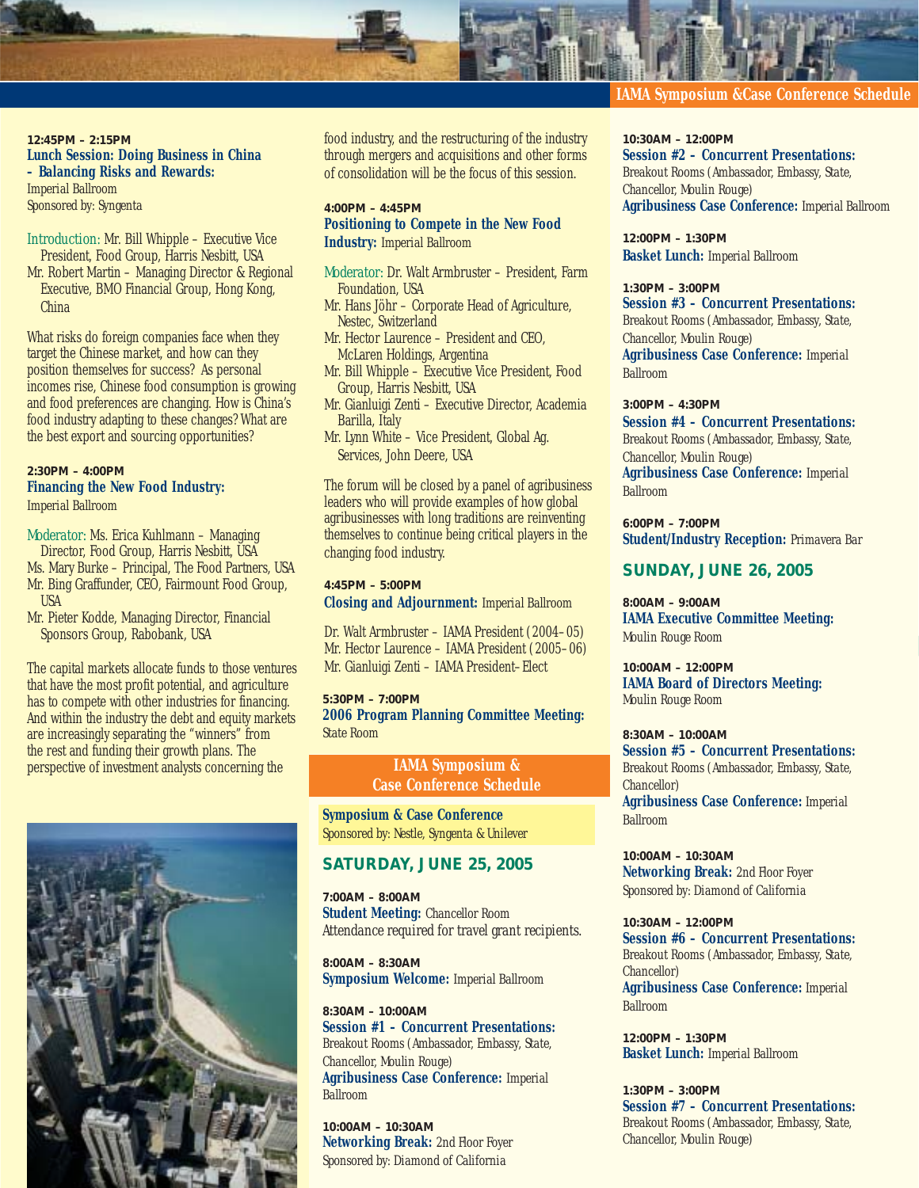**12:45PM – 2:15PM**
### Lunch Session: Doing Business in China – Balancing Risks and Rewards:
Imperial Ballroom
Sponsored by: Syngenta

Introduction: Mr. Bill Whipple – Executive Vice President, Food Group, Harris Nesbitt, USA
Mr. Robert Martin – Managing Director & Regional Executive, BMO Financial Group, Hong Kong, China

What risks do foreign companies face when they target the Chinese market, and how can they position themselves for success? As personal incomes rise, Chinese food consumption is growing and food preferences are changing. How is China's food industry adapting to these changes? What are the best export and sourcing opportunities?

**2:30PM – 4:00PM**
### Financing the New Food Industry:
Imperial Ballroom

Moderator: Ms. Erica Kuhlmann – Managing Director, Food Group, Harris Nesbitt, USA
Ms. Mary Burke – Principal, The Food Partners, USA
Mr. Bing Graffunder, CEO, Fairmount Food Group, USA
Mr. Pieter Kodde, Managing Director, Financial Sponsors Group, Rabobank, USA

The capital markets allocate funds to those ventures that have the most profit potential, and agriculture has to compete with other industries for financing. And within the industry the debt and equity markets are increasingly separating the "winners" from the rest and funding their growth plans. The perspective of investment analysts concerning the food industry, and the restructuring of the industry through mergers and acquisitions and other forms of consolidation will be the focus of this session.

**4:00PM – 4:45PM**
### Positioning to Compete in the New Food Industry:
Imperial Ballroom

Moderator: Dr. Walt Armbruster – President, Farm Foundation, USA
Mr. Hans Jöhr – Corporate Head of Agriculture, Nestec, Switzerland
Mr. Hector Laurence – President and CEO, McLaren Holdings, Argentina
Mr. Bill Whipple – Executive Vice President, Food Group, Harris Nesbitt, USA
Mr. Gianluigi Zenti – Executive Director, Academia Barilla, Italy
Mr. Lynn White – Vice President, Global Ag. Services, John Deere, USA

The forum will be closed by a panel of agribusiness leaders who will provide examples of how global agribusinesses with long traditions are reinventing themselves to continue being critical players in the changing food industry.

**4:45PM – 5:00PM**
### Closing and Adjournment:
Imperial Ballroom

Dr. Walt Armbruster – IAMA President (2004–05)
Mr. Hector Laurence – IAMA President (2005–06)
Mr. Gianluigi Zenti – IAMA President-Elect

**5:30PM – 7:00PM**
### 2006 Program Planning Committee Meeting:
State Room

## IAMA Symposium & Case Conference Schedule

**Symposium & Case Conference**
Sponsored by: Nestle, Syngenta & Unilever

## SATURDAY, JUNE 25, 2005

**7:00AM – 8:00AM**
**Student Meeting:** Chancellor Room
Attendance required for travel grant recipients.

**8:00AM – 8:30AM**
**Symposium Welcome:** Imperial Ballroom

**8:30AM – 10:00AM**
**Session #1 – Concurrent Presentations:** Breakout Rooms (Ambassador, Embassy, State, Chancellor, Moulin Rouge)
**Agribusiness Case Conference:** Imperial Ballroom

**10:00AM – 10:30AM**
**Networking Break:** 2nd Floor Foyer
Sponsored by: Diamond of California

**10:30AM – 12:00PM**
**Session #2 – Concurrent Presentations:** Breakout Rooms (Ambassador, Embassy, State, Chancellor, Moulin Rouge)
**Agribusiness Case Conference:** Imperial Ballroom

**12:00PM – 1:30PM**
**Basket Lunch:** Imperial Ballroom

**1:30PM – 3:00PM**
**Session #3 – Concurrent Presentations:** Breakout Rooms (Ambassador, Embassy, State, Chancellor, Moulin Rouge)
**Agribusiness Case Conference:** Imperial Ballroom

**3:00PM – 4:30PM**
**Session #4 – Concurrent Presentations:** Breakout Rooms (Ambassador, Embassy, State, Chancellor, Moulin Rouge)
**Agribusiness Case Conference:** Imperial Ballroom

**6:00PM – 7:00PM**
**Student/Industry Reception:** Primavera Bar

## SUNDAY, JUNE 26, 2005

**8:00AM – 9:00AM**
**IAMA Executive Committee Meeting:** Moulin Rouge Room

**10:00AM – 12:00PM**
**IAMA Board of Directors Meeting:** Moulin Rouge Room

**8:30AM – 10:00AM**
**Session #5 – Concurrent Presentations:** Breakout Rooms (Ambassador, Embassy, State, Chancellor)
**Agribusiness Case Conference:** Imperial Ballroom

**10:00AM – 10:30AM**
**Networking Break:** 2nd Floor Foyer
Sponsored by: Diamond of California

**10:30AM – 12:00PM**
**Session #6 – Concurrent Presentations:** Breakout Rooms (Ambassador, Embassy, State, Chancellor)
**Agribusiness Case Conference:** Imperial Ballroom

**12:00PM – 1:30PM**
**Basket Lunch:** Imperial Ballroom

**1:30PM – 3:00PM**
**Session #7 – Concurrent Presentations:** Breakout Rooms (Ambassador, Embassy, State, Chancellor, Moulin Rouge)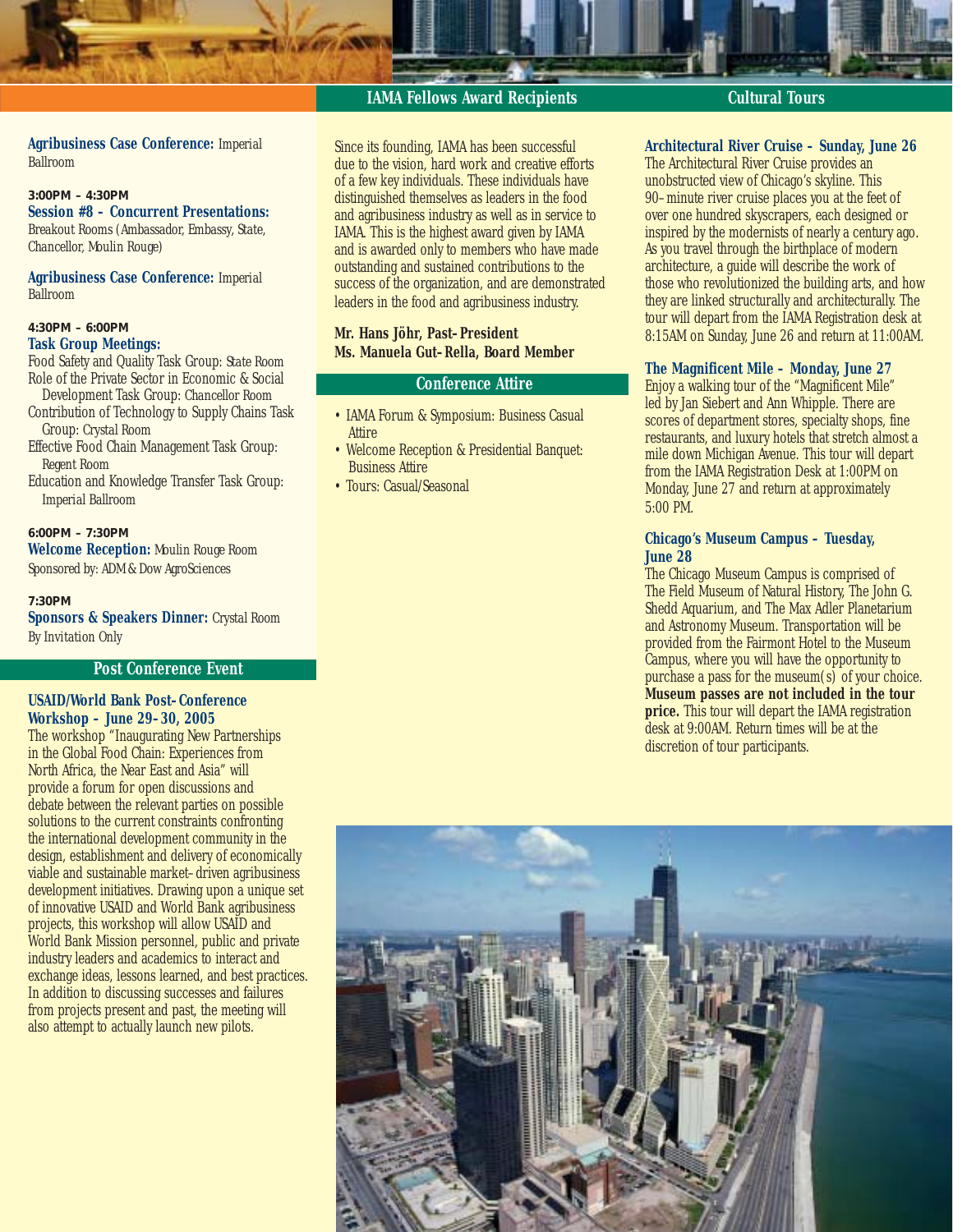**Agribusiness Case Conference:** Imperial Ballroom

**3:00PM – 4:30PM**
**Session #8 – Concurrent Presentations:** Breakout Rooms (Ambassador, Embassy, State, Chancellor, Moulin Rouge)

**Agribusiness Case Conference:** Imperial Ballroom

**4:30PM – 6:00PM**
**Task Group Meetings:**
Food Safety and Quality Task Group: State Room
Role of the Private Sector in Economic & Social Development Task Group: Chancellor Room
Contribution of Technology to Supply Chains Task Group: Crystal Room
Effective Food Chain Management Task Group: Regent Room
Education and Knowledge Transfer Task Group: Imperial Ballroom

**6:00PM – 7:30PM**
**Welcome Reception:** Moulin Rouge Room
Sponsored by: ADM & Dow AgroSciences

**7:30PM**
**Sponsors & Speakers Dinner:** Crystal Room
By Invitation Only

## Post Conference Event

**USAID/World Bank Post-Conference Workshop – June 29-30, 2005**
The workshop "Inaugurating New Partnerships in the Global Food Chain: Experiences from North Africa, the Near East and Asia" will provide a forum for open discussions and debate between the relevant parties on possible solutions to the current constraints confronting the international development community in the design, establishment and delivery of economically viable and sustainable market-driven agribusiness development initiatives. Drawing upon a unique set of innovative USAID and World Bank agribusiness projects, this workshop will allow USAID and World Bank Mission personnel, public and private industry leaders and academics to interact and exchange ideas, lessons learned, and best practices. In addition to discussing successes and failures from projects present and past, the meeting will also attempt to actually launch new pilots.

## IAMA Fellows Award Recipients

Since its founding, IAMA has been successful due to the vision, hard work and creative efforts of a few key individuals. These individuals have distinguished themselves as leaders in the food and agribusiness industry as well as in service to IAMA. This is the highest award given by IAMA and is awarded only to members who have made outstanding and sustained contributions to the success of the organization, and are demonstrated leaders in the food and agribusiness industry.

**Mr. Hans Jöhr, Past-President**
**Ms. Manuela Gut-Rella, Board Member**

## Conference Attire

- IAMA Forum & Symposium: Business Casual Attire
- Welcome Reception & Presidential Banquet: Business Attire
- Tours: Casual/Seasonal

## Cultural Tours

**Architectural River Cruise – Sunday, June 26**
The Architectural River Cruise provides an unobstructed view of Chicago's skyline. This 90-minute river cruise places you at the feet of over one hundred skyscrapers, each designed or inspired by the modernists of nearly a century ago. As you travel through the birthplace of modern architecture, a guide will describe the work of those who revolutionized the building arts, and how they are linked structurally and architecturally. The tour will depart from the IAMA Registration desk at 8:15AM on Sunday, June 26 and return at 11:00AM.

**The Magnificent Mile – Monday, June 27**
Enjoy a walking tour of the "Magnificent Mile" led by Jan Siebert and Ann Whipple. There are scores of department stores, specialty shops, fine restaurants, and luxury hotels that stretch almost a mile down Michigan Avenue. This tour will depart from the IAMA Registration Desk at 1:00PM on Monday, June 27 and return at approximately 5:00 PM.

**Chicago's Museum Campus – Tuesday, June 28**
The Chicago Museum Campus is comprised of The Field Museum of Natural History, The John G. Shedd Aquarium, and The Max Adler Planetarium and Astronomy Museum. Transportation will be provided from the Fairmont Hotel to the Museum Campus, where you will have the opportunity to purchase a pass for the museum(s) of your choice. **Museum passes are not included in the tour price.** This tour will depart the IAMA registration desk at 9:00AM. Return times will be at the discretion of tour participants.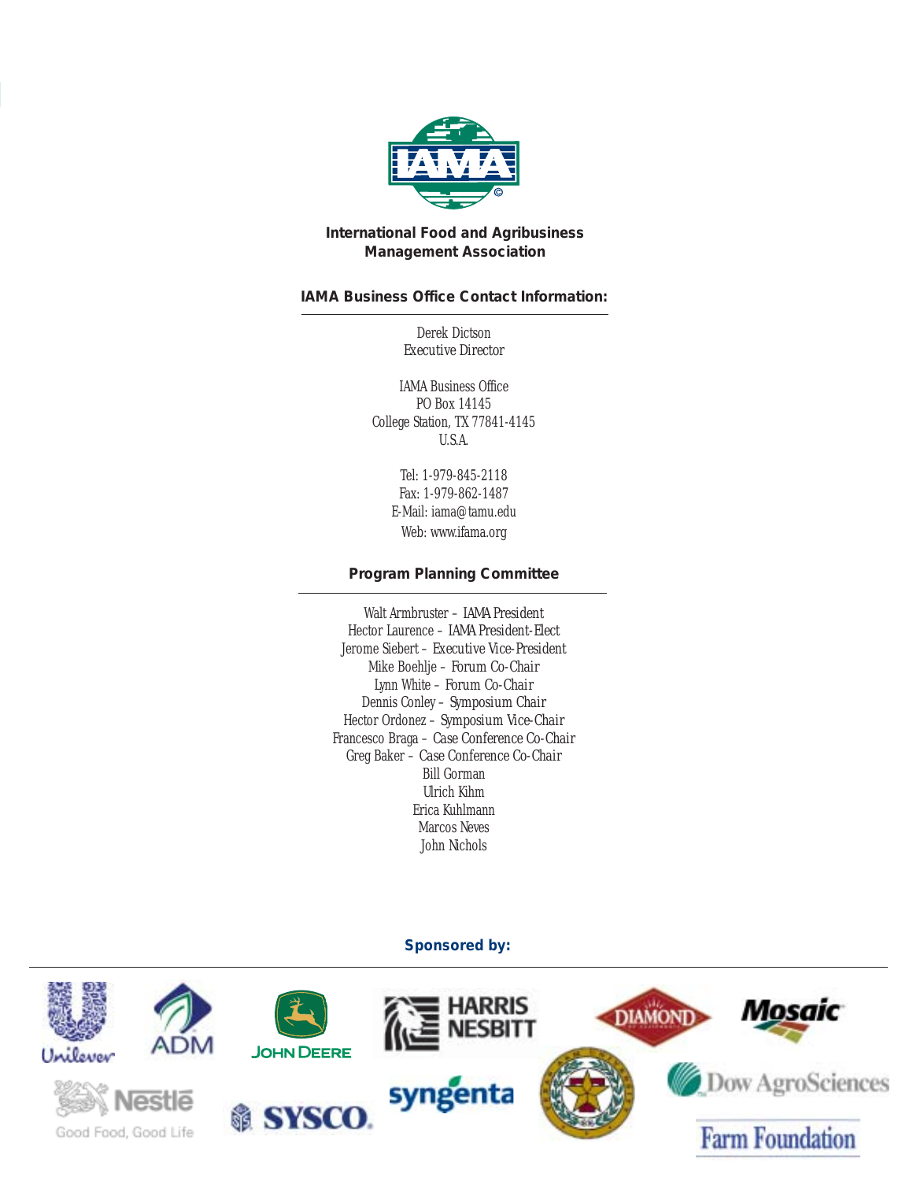**International Food and Agribusiness Management Association**

**IAMA Business Office Contact Information:**

Derek Dictson
Executive Director

IAMA Business Office
PO Box 14145
College Station, TX 77841-4145
U.S.A.

Tel: 1-979-845-2118
Fax: 1-979-862-1487
E-Mail: iama@tamu.edu
Web: www.ifama.org

**Program Planning Committee**

Walt Armbruster – IAMA President
Hector Laurence – IAMA President-Elect
Jerome Siebert – Executive Vice-President
Mike Boehlje – Forum Co-Chair
Lynn White – Forum Co-Chair
Dennis Conley – Symposium Chair
Hector Ordonez – Symposium Vice-Chair
Francesco Braga – Case Conference Co-Chair
Greg Baker – Case Conference Co-Chair
Bill Gorman
Ulrich Kihm
Erica Kuhlmann
Marcos Neves
John Nichols

**Sponsored by:**

Unilever
ADM
John Deere
Harris Nesbitt
Diamond
Mosaic
Nestlé Good Food, Good Life
Sysco
syngenta
Dow AgroSciences
Farm Foundation